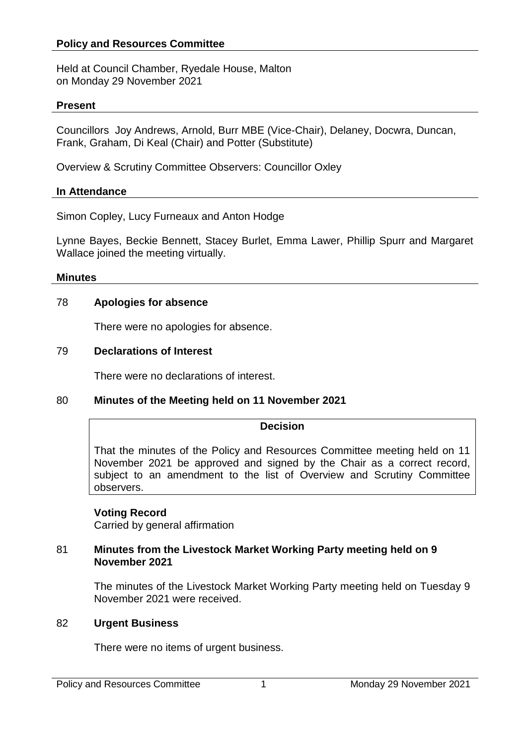## Policy and Resources Committee

Held at Council Chamber, Ryedale House, Malton
on Monday 29 November 2021

### Present

Councillors Joy Andrews, Arnold, Burr MBE (Vice-Chair), Delaney, Docwra, Duncan, Frank, Graham, Di Keal (Chair) and Potter (Substitute)

Overview & Scrutiny Committee Observers: Councillor Oxley

### In Attendance

Simon Copley, Lucy Furneaux and Anton Hodge

Lynne Bayes, Beckie Bennett, Stacey Burlet, Emma Lawer, Phillip Spurr and Margaret Wallace joined the meeting virtually.

### Minutes

78 **Apologies for absence**

There were no apologies for absence.

79 **Declarations of Interest**

There were no declarations of interest.

80 **Minutes of the Meeting held on 11 November 2021**

**Decision**

That the minutes of the Policy and Resources Committee meeting held on 11 November 2021 be approved and signed by the Chair as a correct record, subject to an amendment to the list of Overview and Scrutiny Committee observers.

**Voting Record**
Carried by general affirmation

81 **Minutes from the Livestock Market Working Party meeting held on 9 November 2021**

The minutes of the Livestock Market Working Party meeting held on Tuesday 9 November 2021 were received.

82 **Urgent Business**

There were no items of urgent business.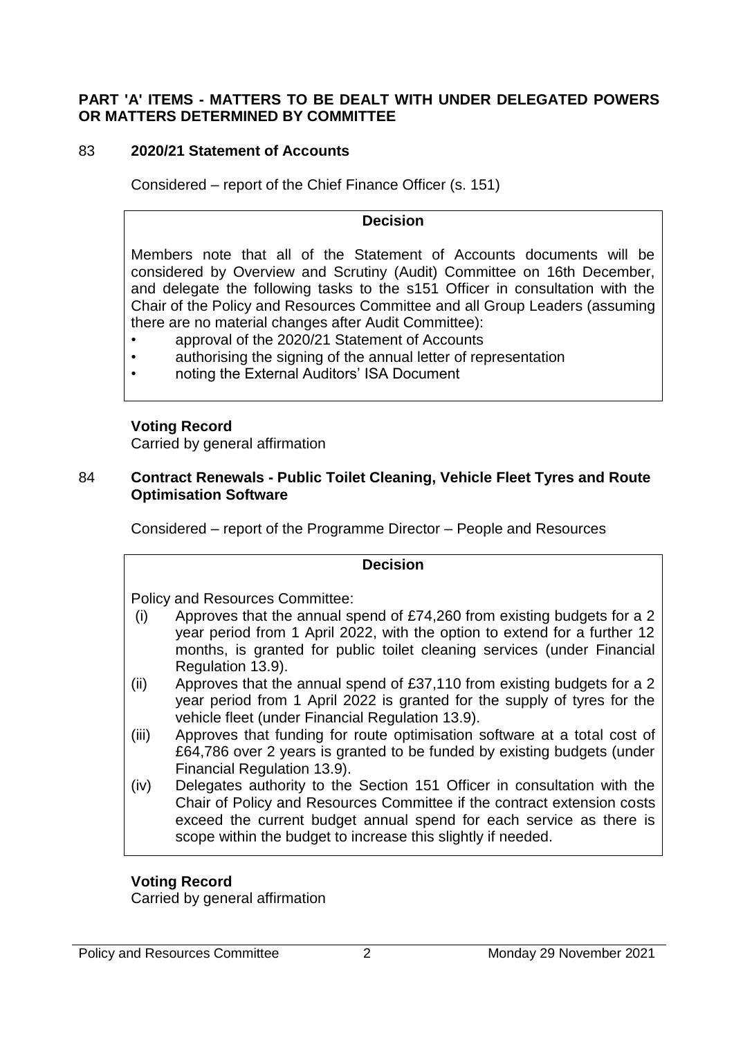**PART 'A' ITEMS - MATTERS TO BE DEALT WITH UNDER DELEGATED POWERS OR MATTERS DETERMINED BY COMMITTEE**

## 83 **2020/21 Statement of Accounts**

Considered – report of the Chief Finance Officer (s. 151)

**Decision**

Members note that all of the Statement of Accounts documents will be considered by Overview and Scrutiny (Audit) Committee on 16th December, and delegate the following tasks to the s151 Officer in consultation with the Chair of the Policy and Resources Committee and all Group Leaders (assuming there are no material changes after Audit Committee):

- approval of the 2020/21 Statement of Accounts
- authorising the signing of the annual letter of representation
- noting the External Auditors' ISA Document

**Voting Record**
Carried by general affirmation

## 84 **Contract Renewals - Public Toilet Cleaning, Vehicle Fleet Tyres and Route Optimisation Software**

Considered – report of the Programme Director – People and Resources

**Decision**

Policy and Resources Committee:

(i) Approves that the annual spend of £74,260 from existing budgets for a 2 year period from 1 April 2022, with the option to extend for a further 12 months, is granted for public toilet cleaning services (under Financial Regulation 13.9).

(ii) Approves that the annual spend of £37,110 from existing budgets for a 2 year period from 1 April 2022 is granted for the supply of tyres for the vehicle fleet (under Financial Regulation 13.9).

(iii) Approves that funding for route optimisation software at a total cost of £64,786 over 2 years is granted to be funded by existing budgets (under Financial Regulation 13.9).

(iv) Delegates authority to the Section 151 Officer in consultation with the Chair of Policy and Resources Committee if the contract extension costs exceed the current budget annual spend for each service as there is scope within the budget to increase this slightly if needed.

**Voting Record**
Carried by general affirmation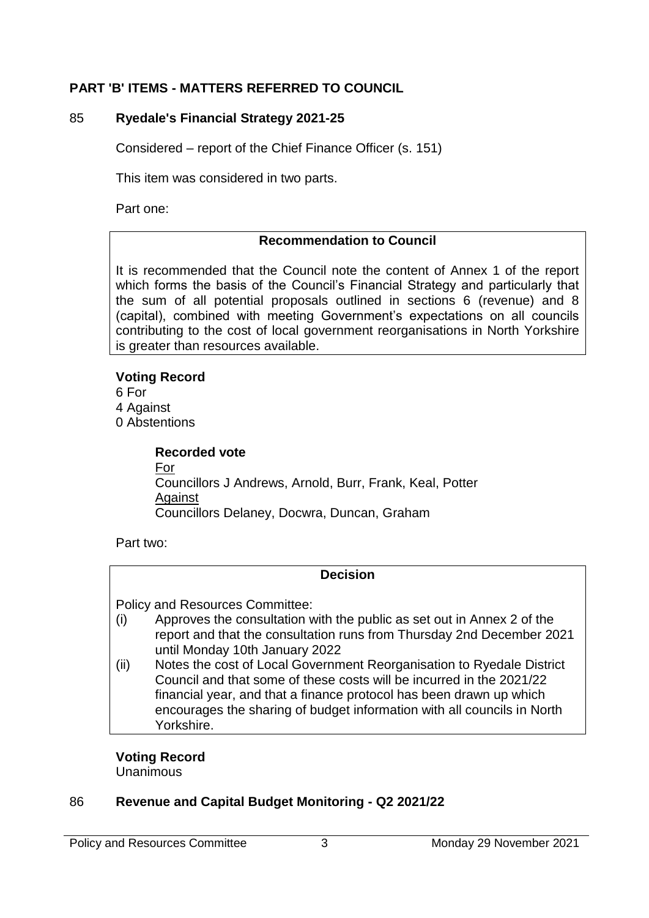## PART 'B' ITEMS - MATTERS REFERRED TO COUNCIL

### 85 Ryedale's Financial Strategy 2021-25

Considered – report of the Chief Finance Officer (s. 151)

This item was considered in two parts.

Part one:

> **Recommendation to Council**
>
> It is recommended that the Council note the content of Annex 1 of the report which forms the basis of the Council's Financial Strategy and particularly that the sum of all potential proposals outlined in sections 6 (revenue) and 8 (capital), combined with meeting Government's expectations on all councils contributing to the cost of local government reorganisations in North Yorkshire is greater than resources available.

**Voting Record**
6 For
4 Against
0 Abstentions

**Recorded vote**
For
Councillors J Andrews, Arnold, Burr, Frank, Keal, Potter
Against
Councillors Delaney, Docwra, Duncan, Graham

Part two:

> **Decision**
>
> Policy and Resources Committee:
>
> (i) Approves the consultation with the public as set out in Annex 2 of the report and that the consultation runs from Thursday 2nd December 2021 until Monday 10th January 2022
>
> (ii) Notes the cost of Local Government Reorganisation to Ryedale District Council and that some of these costs will be incurred in the 2021/22 financial year, and that a finance protocol has been drawn up which encourages the sharing of budget information with all councils in North Yorkshire.

**Voting Record**
Unanimous

### 86 Revenue and Capital Budget Monitoring - Q2 2021/22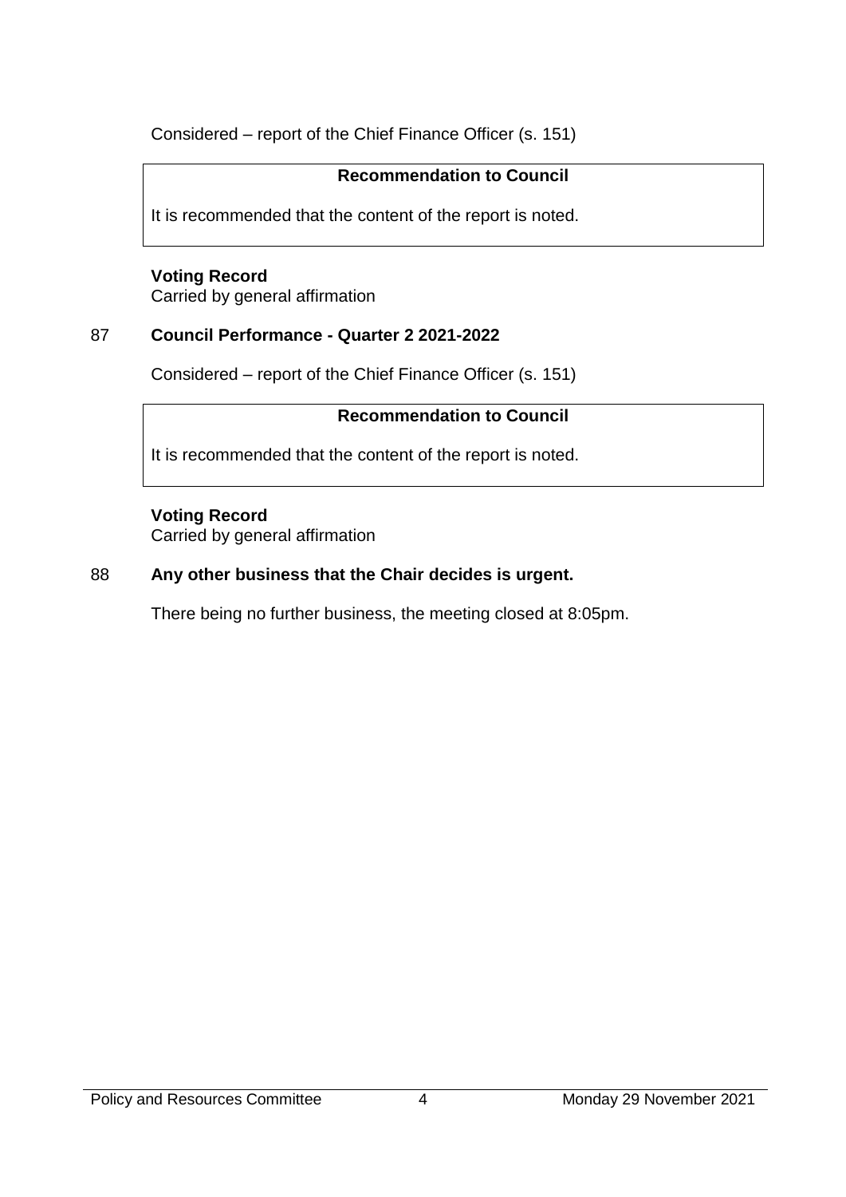Considered – report of the Chief Finance Officer (s. 151)

**Recommendation to Council**

It is recommended that the content of the report is noted.

**Voting Record**
Carried by general affirmation

### 87 Council Performance - Quarter 2 2021-2022

Considered – report of the Chief Finance Officer (s. 151)

**Recommendation to Council**

It is recommended that the content of the report is noted.

**Voting Record**
Carried by general affirmation

### 88 Any other business that the Chair decides is urgent.

There being no further business, the meeting closed at 8:05pm.